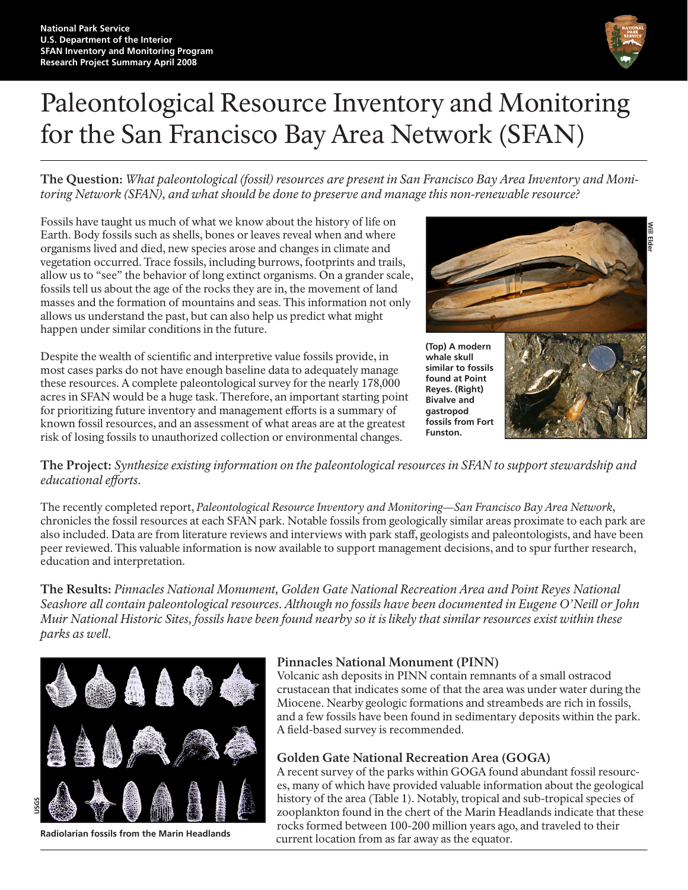National Park Service
U.S. Department of the Interior
SFAN Inventory and Monitoring Program
Research Project Summary April 2008

# Paleontological Resource Inventory and Monitoring for the San Francisco Bay Area Network (SFAN)

**The Question:** *What paleontological (fossil) resources are present in San Francisco Bay Area Inventory and Monitoring Network (SFAN), and what should be done to preserve and manage this non-renewable resource?*

Fossils have taught us much of what we know about the history of life on Earth. Body fossils such as shells, bones or leaves reveal when and where organisms lived and died, new species arose and changes in climate and vegetation occurred. Trace fossils, including burrows, footprints and trails, allow us to "see" the behavior of long extinct organisms. On a grander scale, fossils tell us about the age of the rocks they are in, the movement of land masses and the formation of mountains and seas. This information not only allows us understand the past, but can also help us predict what might happen under similar conditions in the future.

Despite the wealth of scientific and interpretive value fossils provide, in most cases parks do not have enough baseline data to adequately manage these resources. A complete paleontological survey for the nearly 178,000 acres in SFAN would be a huge task. Therefore, an important starting point for prioritizing future inventory and management efforts is a summary of known fossil resources, and an assessment of what areas are at the greatest risk of losing fossils to unauthorized collection or environmental changes.

Will Elder

**(Top) A modern whale skull similar to fossils found at Point Reyes. (Right) Bivalve and gastropod fossils from Fort Funston.**

**The Project:** *Synthesize existing information on the paleontological resources in SFAN to support stewardship and educational efforts.*

The recently completed report, *Paleontological Resource Inventory and Monitoring—San Francisco Bay Area Network*, chronicles the fossil resources at each SFAN park. Notable fossils from geologically similar areas proximate to each park are also included. Data are from literature reviews and interviews with park staff, geologists and paleontologists, and have been peer reviewed. This valuable information is now available to support management decisions, and to spur further research, education and interpretation.

**The Results:** *Pinnacles National Monument, Golden Gate National Recreation Area and Point Reyes National Seashore all contain paleontological resources. Although no fossils have been documented in Eugene O'Neill or John Muir National Historic Sites, fossils have been found nearby so it is likely that similar resources exist within these parks as well.*

USGS

**Radiolarian fossils from the Marin Headlands**

### Pinnacles National Monument (PINN)

Volcanic ash deposits in PINN contain remnants of a small ostracod crustacean that indicates some of that the area was under water during the Miocene. Nearby geologic formations and streambeds are rich in fossils, and a few fossils have been found in sedimentary deposits within the park. A field-based survey is recommended.

### Golden Gate National Recreation Area (GOGA)

A recent survey of the parks within GOGA found abundant fossil resources, many of which have provided valuable information about the geological history of the area (Table 1). Notably, tropical and sub-tropical species of zooplankton found in the chert of the Marin Headlands indicate that these rocks formed between 100-200 million years ago, and traveled to their current location from as far away as the equator.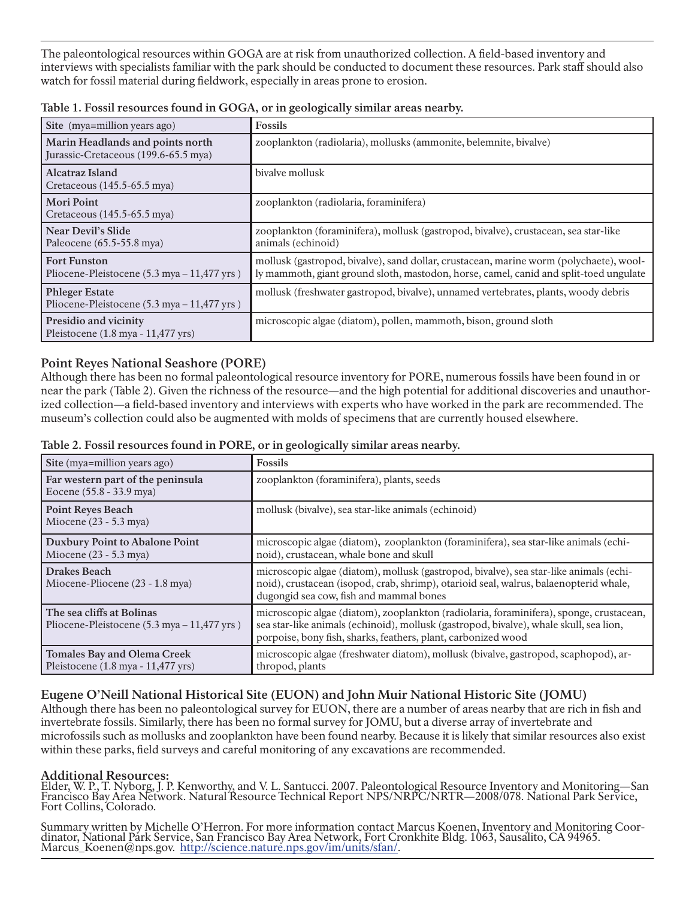The paleontological resources within GOGA are at risk from unauthorized collection. A field-based inventory and interviews with specialists familiar with the park should be conducted to document these resources. Park staff should also watch for fossil material during fieldwork, especially in areas prone to erosion.

**Table 1. Fossil resources found in GOGA, or in geologically similar areas nearby.**

| **Site** (mya=million years ago) | **Fossils** |
|---|---|
| **Marin Headlands and points north** Jurassic-Cretaceous (199.6-65.5 mya) | zooplankton (radiolaria), mollusks (ammonite, belemnite, bivalve) |
| **Alcatraz Island** Cretaceous (145.5-65.5 mya) | bivalve mollusk |
| **Mori Point** Cretaceous (145.5-65.5 mya) | zooplankton (radiolaria, foraminifera) |
| **Near Devil's Slide** Paleocene (65.5-55.8 mya) | zooplankton (foraminifera), mollusk (gastropod, bivalve), crustacean, sea star-like animals (echinoid) |
| **Fort Funston** Pliocene-Pleistocene (5.3 mya – 11,477 yrs ) | mollusk (gastropod, bivalve), sand dollar, crustacean, marine worm (polychaete), woolly mammoth, giant ground sloth, mastodon, horse, camel, canid and split-toed ungulate |
| **Phleger Estate** Pliocene-Pleistocene (5.3 mya – 11,477 yrs ) | mollusk (freshwater gastropod, bivalve), unnamed vertebrates, plants, woody debris |
| **Presidio and vicinity** Pleistocene (1.8 mya - 11,477 yrs) | microscopic algae (diatom), pollen, mammoth, bison, ground sloth |

## Point Reyes National Seashore (PORE)

Although there has been no formal paleontological resource inventory for PORE, numerous fossils have been found in or near the park (Table 2). Given the richness of the resource—and the high potential for additional discoveries and unauthorized collection—a field-based inventory and interviews with experts who have worked in the park are recommended. The museum's collection could also be augmented with molds of specimens that are currently housed elsewhere.

**Table 2. Fossil resources found in PORE, or in geologically similar areas nearby.**

| **Site** (mya=million years ago) | **Fossils** |
|---|---|
| **Far western part of the peninsula** Eocene (55.8 - 33.9 mya) | zooplankton (foraminifera), plants, seeds |
| **Point Reyes Beach** Miocene (23 - 5.3 mya) | mollusk (bivalve), sea star-like animals (echinoid) |
| **Duxbury Point to Abalone Point** Miocene (23 - 5.3 mya) | microscopic algae (diatom), zooplankton (foraminifera), sea star-like animals (echinoid), crustacean, whale bone and skull |
| **Drakes Beach** Miocene-Pliocene (23 - 1.8 mya) | microscopic algae (diatom), mollusk (gastropod, bivalve), sea star-like animals (echinoid), crustacean (isopod, crab, shrimp), otarioid seal, walrus, balaenopterid whale, dugongid sea cow, fish and mammal bones |
| **The sea cliffs at Bolinas** Pliocene-Pleistocene (5.3 mya – 11,477 yrs ) | microscopic algae (diatom), zooplankton (radiolaria, foraminifera), sponge, crustacean, sea star-like animals (echinoid), mollusk (gastropod, bivalve), whale skull, sea lion, porpoise, bony fish, sharks, feathers, plant, carbonized wood |
| **Tomales Bay and Olema Creek** Pleistocene (1.8 mya - 11,477 yrs) | microscopic algae (freshwater diatom), mollusk (bivalve, gastropod, scaphopod), arthropod, plants |

## Eugene O'Neill National Historical Site (EUON) and John Muir National Historic Site (JOMU)

Although there has been no paleontological survey for EUON, there are a number of areas nearby that are rich in fish and invertebrate fossils. Similarly, there has been no formal survey for JOMU, but a diverse array of invertebrate and microfossils such as mollusks and zooplankton have been found nearby. Because it is likely that similar resources also exist within these parks, field surveys and careful monitoring of any excavations are recommended.

**Additional Resources:**
Elder, W. P., T. Nyborg, J. P. Kenworthy, and V. L. Santucci. 2007. Paleontological Resource Inventory and Monitoring—San Francisco Bay Area Network. Natural Resource Technical Report NPS/NRPC/NRTR—2008/078. National Park Service, Fort Collins, Colorado.

Summary written by Michelle O'Herron. For more information contact Marcus Koenen, Inventory and Monitoring Coordinator, National Park Service, San Francisco Bay Area Network, Fort Cronkhite Bldg. 1063, Sausalito, CA 94965. Marcus_Koenen@nps.gov. http://science.nature.nps.gov/im/units/sfan/.